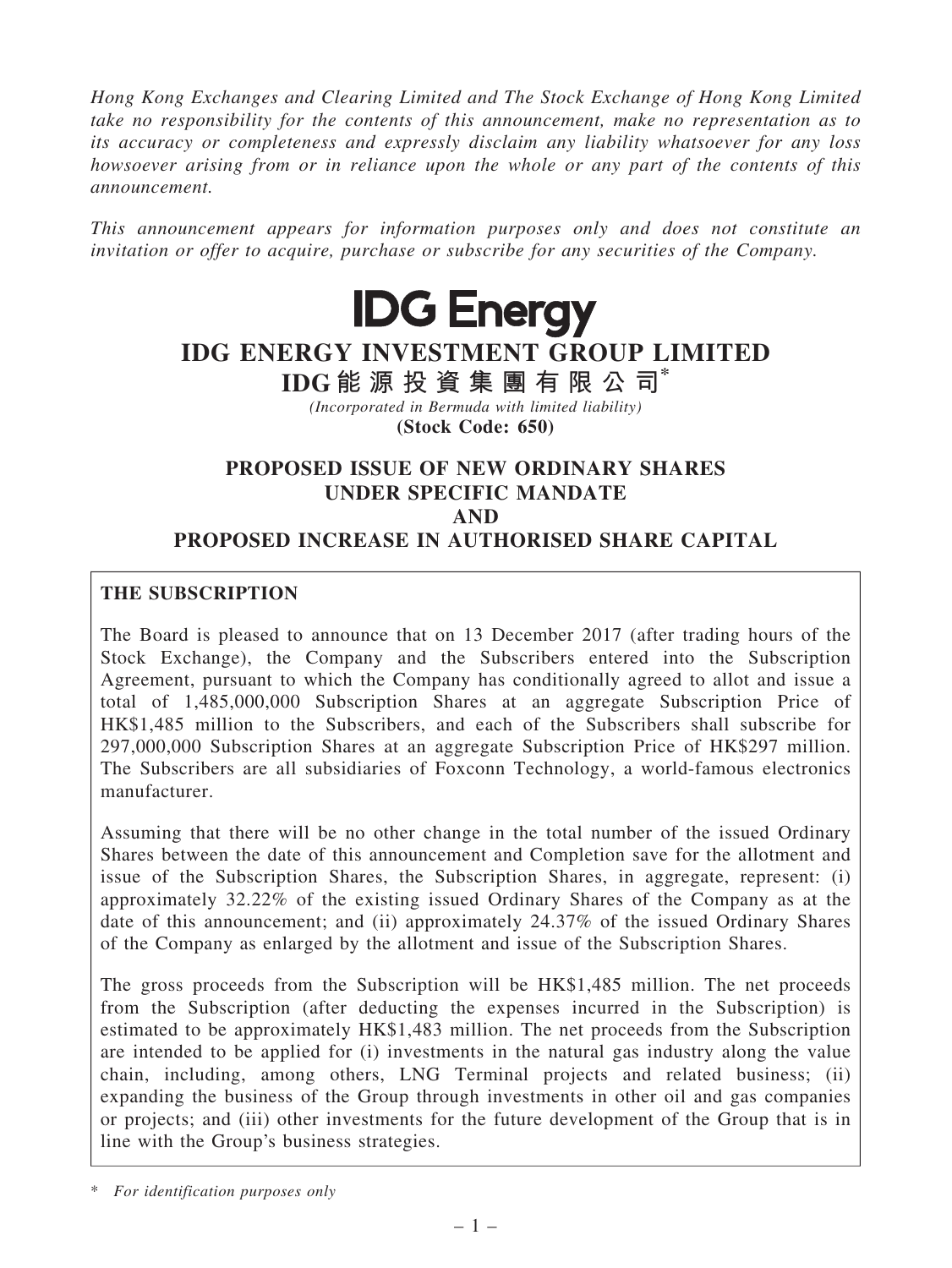*Hong Kong Exchanges and Clearing Limited and The Stock Exchange of Hong Kong Limited take no responsibility for the contents of this announcement, make no representation as to its accuracy or completeness and expressly disclaim any liability whatsoever for any loss howsoever arising from or in reliance upon the whole or any part of the contents of this announcement.*

*This announcement appears for information purposes only and does not constitute an invitation or offer to acquire, purchase or subscribe for any securities of the Company.*

**IDG Energy**

# IDG ENERGY INVESTMENT GROUP LIMITED

# IDG能源投資集團有限公司*

*(Incorporated in Bermuda with limited liability)*

**(Stock Code: 650)**

## PROPOSED ISSUE OF NEW ORDINARY SHARES UNDER SPECIFIC MANDATE AND PROPOSED INCREASE IN AUTHORISED SHARE CAPITAL

### THE SUBSCRIPTION

The Board is pleased to announce that on 13 December 2017 (after trading hours of the Stock Exchange), the Company and the Subscribers entered into the Subscription Agreement, pursuant to which the Company has conditionally agreed to allot and issue a total of 1,485,000,000 Subscription Shares at an aggregate Subscription Price of HK$1,485 million to the Subscribers, and each of the Subscribers shall subscribe for 297,000,000 Subscription Shares at an aggregate Subscription Price of HK$297 million. The Subscribers are all subsidiaries of Foxconn Technology, a world-famous electronics manufacturer.

Assuming that there will be no other change in the total number of the issued Ordinary Shares between the date of this announcement and Completion save for the allotment and issue of the Subscription Shares, the Subscription Shares, in aggregate, represent: (i) approximately 32.22% of the existing issued Ordinary Shares of the Company as at the date of this announcement; and (ii) approximately 24.37% of the issued Ordinary Shares of the Company as enlarged by the allotment and issue of the Subscription Shares.

The gross proceeds from the Subscription will be HK$1,485 million. The net proceeds from the Subscription (after deducting the expenses incurred in the Subscription) is estimated to be approximately HK$1,483 million. The net proceeds from the Subscription are intended to be applied for (i) investments in the natural gas industry along the value chain, including, among others, LNG Terminal projects and related business; (ii) expanding the business of the Group through investments in other oil and gas companies or projects; and (iii) other investments for the future development of the Group that is in line with the Group's business strategies.

\* *For identification purposes only*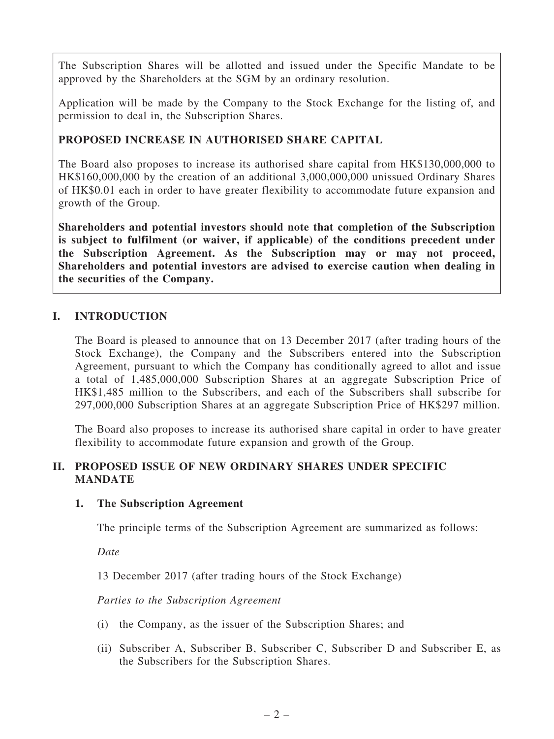The Subscription Shares will be allotted and issued under the Specific Mandate to be approved by the Shareholders at the SGM by an ordinary resolution.

Application will be made by the Company to the Stock Exchange for the listing of, and permission to deal in, the Subscription Shares.

**PROPOSED INCREASE IN AUTHORISED SHARE CAPITAL**

The Board also proposes to increase its authorised share capital from HK$130,000,000 to HK$160,000,000 by the creation of an additional 3,000,000,000 unissued Ordinary Shares of HK$0.01 each in order to have greater flexibility to accommodate future expansion and growth of the Group.

**Shareholders and potential investors should note that completion of the Subscription is subject to fulfilment (or waiver, if applicable) of the conditions precedent under the Subscription Agreement. As the Subscription may or may not proceed, Shareholders and potential investors are advised to exercise caution when dealing in the securities of the Company.**

## I. INTRODUCTION

The Board is pleased to announce that on 13 December 2017 (after trading hours of the Stock Exchange), the Company and the Subscribers entered into the Subscription Agreement, pursuant to which the Company has conditionally agreed to allot and issue a total of 1,485,000,000 Subscription Shares at an aggregate Subscription Price of HK$1,485 million to the Subscribers, and each of the Subscribers shall subscribe for 297,000,000 Subscription Shares at an aggregate Subscription Price of HK$297 million.

The Board also proposes to increase its authorised share capital in order to have greater flexibility to accommodate future expansion and growth of the Group.

## II. PROPOSED ISSUE OF NEW ORDINARY SHARES UNDER SPECIFIC MANDATE

### 1. The Subscription Agreement

The principle terms of the Subscription Agreement are summarized as follows:

*Date*

13 December 2017 (after trading hours of the Stock Exchange)

*Parties to the Subscription Agreement*

(i) the Company, as the issuer of the Subscription Shares; and

(ii) Subscriber A, Subscriber B, Subscriber C, Subscriber D and Subscriber E, as the Subscribers for the Subscription Shares.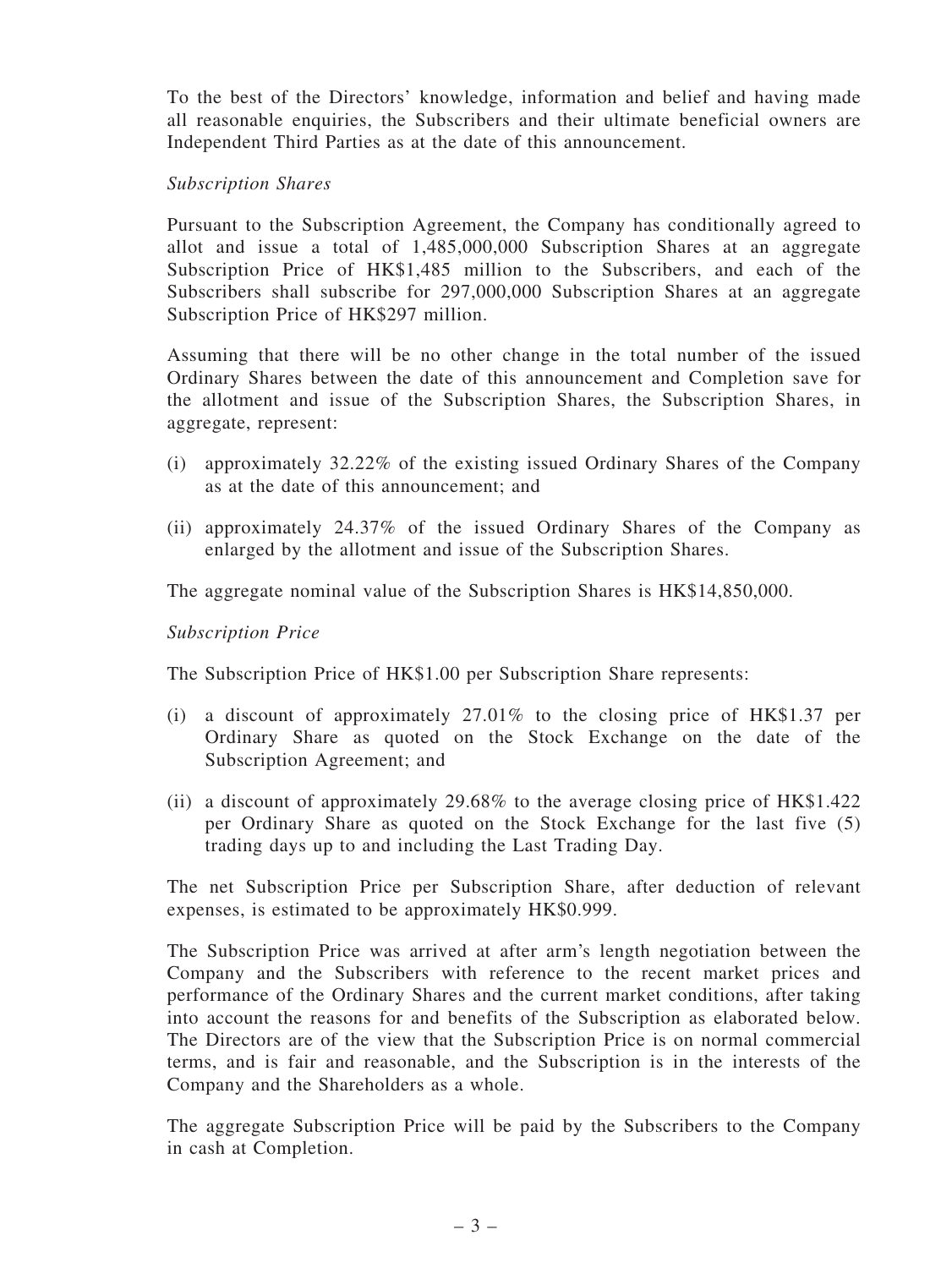To the best of the Directors' knowledge, information and belief and having made all reasonable enquiries, the Subscribers and their ultimate beneficial owners are Independent Third Parties as at the date of this announcement.

*Subscription Shares*

Pursuant to the Subscription Agreement, the Company has conditionally agreed to allot and issue a total of 1,485,000,000 Subscription Shares at an aggregate Subscription Price of HK$1,485 million to the Subscribers, and each of the Subscribers shall subscribe for 297,000,000 Subscription Shares at an aggregate Subscription Price of HK$297 million.

Assuming that there will be no other change in the total number of the issued Ordinary Shares between the date of this announcement and Completion save for the allotment and issue of the Subscription Shares, the Subscription Shares, in aggregate, represent:

(i) approximately 32.22% of the existing issued Ordinary Shares of the Company as at the date of this announcement; and

(ii) approximately 24.37% of the issued Ordinary Shares of the Company as enlarged by the allotment and issue of the Subscription Shares.

The aggregate nominal value of the Subscription Shares is HK$14,850,000.

*Subscription Price*

The Subscription Price of HK$1.00 per Subscription Share represents:

(i) a discount of approximately 27.01% to the closing price of HK$1.37 per Ordinary Share as quoted on the Stock Exchange on the date of the Subscription Agreement; and

(ii) a discount of approximately 29.68% to the average closing price of HK$1.422 per Ordinary Share as quoted on the Stock Exchange for the last five (5) trading days up to and including the Last Trading Day.

The net Subscription Price per Subscription Share, after deduction of relevant expenses, is estimated to be approximately HK$0.999.

The Subscription Price was arrived at after arm's length negotiation between the Company and the Subscribers with reference to the recent market prices and performance of the Ordinary Shares and the current market conditions, after taking into account the reasons for and benefits of the Subscription as elaborated below. The Directors are of the view that the Subscription Price is on normal commercial terms, and is fair and reasonable, and the Subscription is in the interests of the Company and the Shareholders as a whole.

The aggregate Subscription Price will be paid by the Subscribers to the Company in cash at Completion.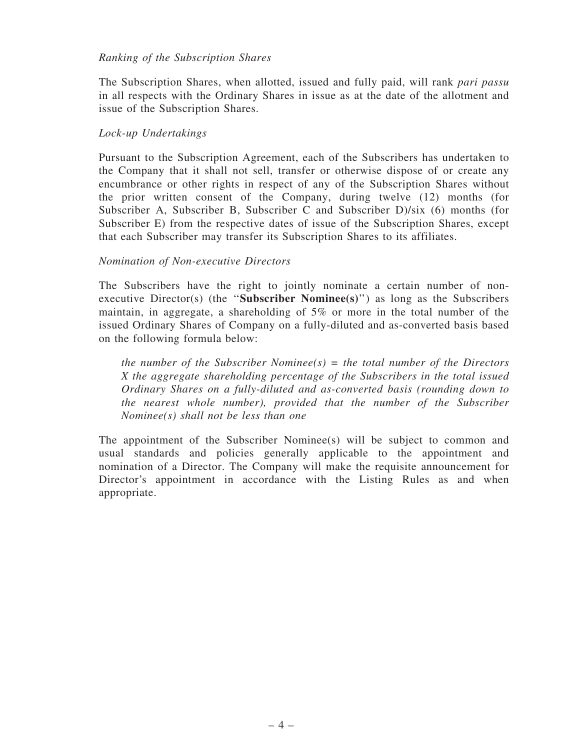*Ranking of the Subscription Shares*

The Subscription Shares, when allotted, issued and fully paid, will rank *pari passu* in all respects with the Ordinary Shares in issue as at the date of the allotment and issue of the Subscription Shares.

*Lock-up Undertakings*

Pursuant to the Subscription Agreement, each of the Subscribers has undertaken to the Company that it shall not sell, transfer or otherwise dispose of or create any encumbrance or other rights in respect of any of the Subscription Shares without the prior written consent of the Company, during twelve (12) months (for Subscriber A, Subscriber B, Subscriber C and Subscriber D)/six (6) months (for Subscriber E) from the respective dates of issue of the Subscription Shares, except that each Subscriber may transfer its Subscription Shares to its affiliates.

*Nomination of Non-executive Directors*

The Subscribers have the right to jointly nominate a certain number of non-executive Director(s) (the "**Subscriber Nominee(s)**") as long as the Subscribers maintain, in aggregate, a shareholding of 5% or more in the total number of the issued Ordinary Shares of Company on a fully-diluted and as-converted basis based on the following formula below:

> *the number of the Subscriber Nominee(s) = the total number of the Directors X the aggregate shareholding percentage of the Subscribers in the total issued Ordinary Shares on a fully-diluted and as-converted basis (rounding down to the nearest whole number), provided that the number of the Subscriber Nominee(s) shall not be less than one*

The appointment of the Subscriber Nominee(s) will be subject to common and usual standards and policies generally applicable to the appointment and nomination of a Director. The Company will make the requisite announcement for Director's appointment in accordance with the Listing Rules as and when appropriate.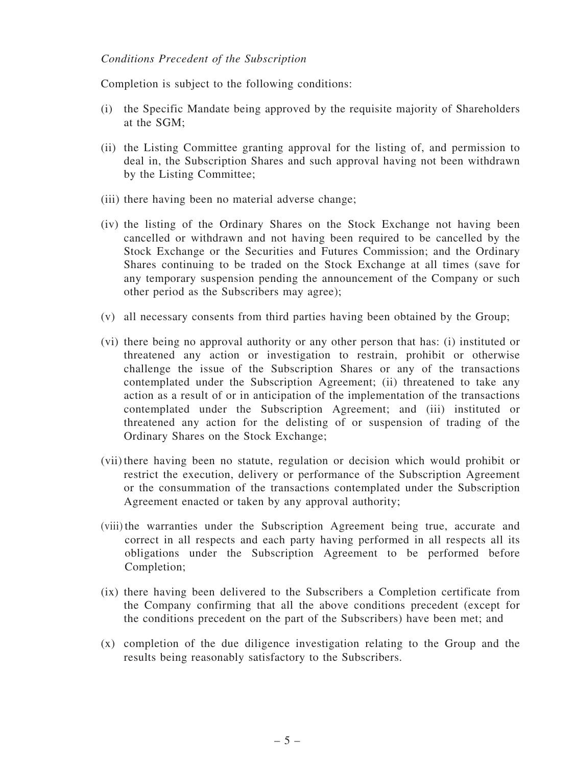*Conditions Precedent of the Subscription*

Completion is subject to the following conditions:

(i) the Specific Mandate being approved by the requisite majority of Shareholders at the SGM;

(ii) the Listing Committee granting approval for the listing of, and permission to deal in, the Subscription Shares and such approval having not been withdrawn by the Listing Committee;

(iii) there having been no material adverse change;

(iv) the listing of the Ordinary Shares on the Stock Exchange not having been cancelled or withdrawn and not having been required to be cancelled by the Stock Exchange or the Securities and Futures Commission; and the Ordinary Shares continuing to be traded on the Stock Exchange at all times (save for any temporary suspension pending the announcement of the Company or such other period as the Subscribers may agree);

(v) all necessary consents from third parties having been obtained by the Group;

(vi) there being no approval authority or any other person that has: (i) instituted or threatened any action or investigation to restrain, prohibit or otherwise challenge the issue of the Subscription Shares or any of the transactions contemplated under the Subscription Agreement; (ii) threatened to take any action as a result of or in anticipation of the implementation of the transactions contemplated under the Subscription Agreement; and (iii) instituted or threatened any action for the delisting of or suspension of trading of the Ordinary Shares on the Stock Exchange;

(vii) there having been no statute, regulation or decision which would prohibit or restrict the execution, delivery or performance of the Subscription Agreement or the consummation of the transactions contemplated under the Subscription Agreement enacted or taken by any approval authority;

(viii) the warranties under the Subscription Agreement being true, accurate and correct in all respects and each party having performed in all respects all its obligations under the Subscription Agreement to be performed before Completion;

(ix) there having been delivered to the Subscribers a Completion certificate from the Company confirming that all the above conditions precedent (except for the conditions precedent on the part of the Subscribers) have been met; and

(x) completion of the due diligence investigation relating to the Group and the results being reasonably satisfactory to the Subscribers.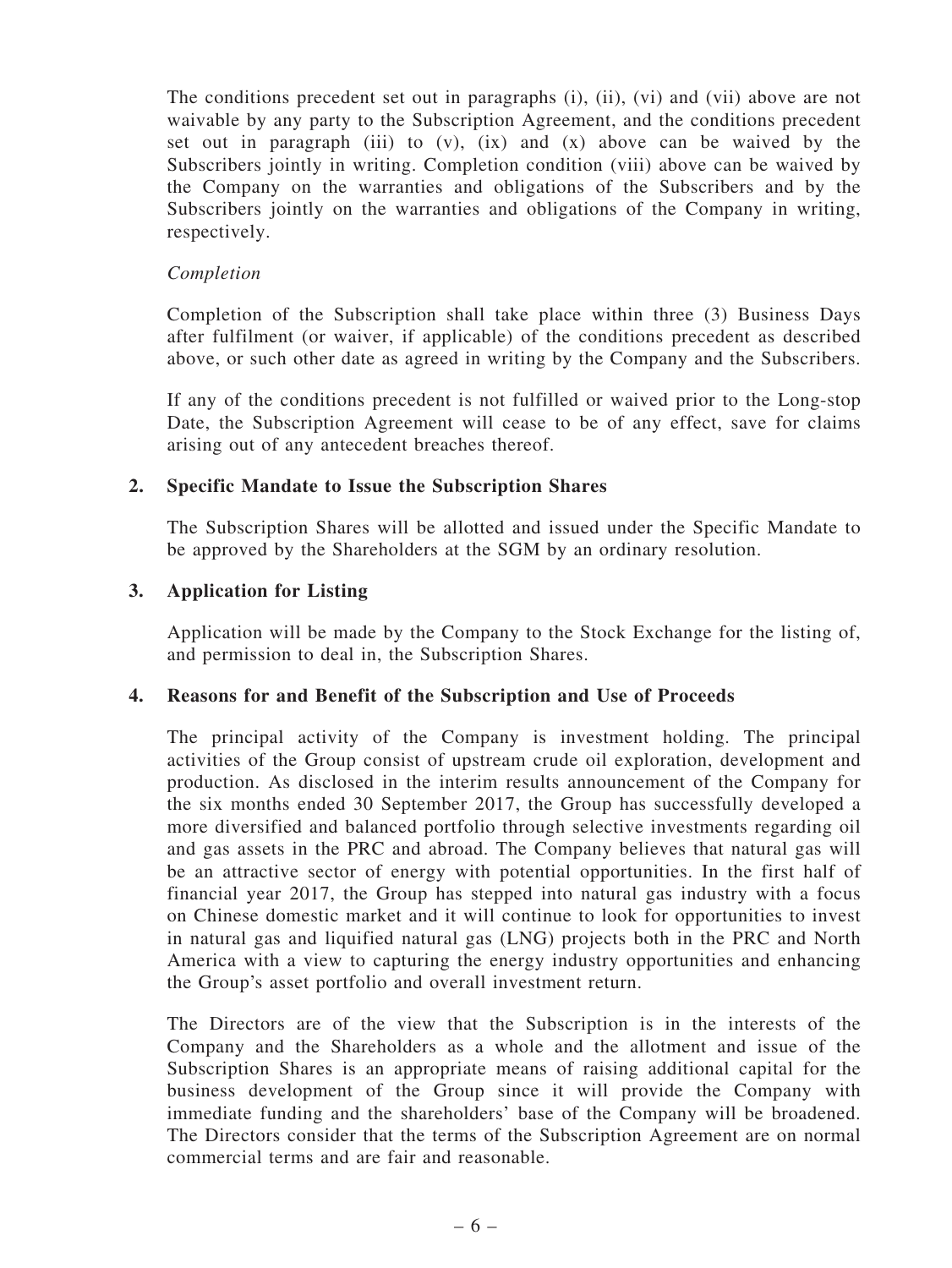The conditions precedent set out in paragraphs (i), (ii), (vi) and (vii) above are not waivable by any party to the Subscription Agreement, and the conditions precedent set out in paragraph (iii) to (v), (ix) and (x) above can be waived by the Subscribers jointly in writing. Completion condition (viii) above can be waived by the Company on the warranties and obligations of the Subscribers and by the Subscribers jointly on the warranties and obligations of the Company in writing, respectively.

*Completion*

Completion of the Subscription shall take place within three (3) Business Days after fulfilment (or waiver, if applicable) of the conditions precedent as described above, or such other date as agreed in writing by the Company and the Subscribers.

If any of the conditions precedent is not fulfilled or waived prior to the Long-stop Date, the Subscription Agreement will cease to be of any effect, save for claims arising out of any antecedent breaches thereof.

## 2. Specific Mandate to Issue the Subscription Shares

The Subscription Shares will be allotted and issued under the Specific Mandate to be approved by the Shareholders at the SGM by an ordinary resolution.

## 3. Application for Listing

Application will be made by the Company to the Stock Exchange for the listing of, and permission to deal in, the Subscription Shares.

## 4. Reasons for and Benefit of the Subscription and Use of Proceeds

The principal activity of the Company is investment holding. The principal activities of the Group consist of upstream crude oil exploration, development and production. As disclosed in the interim results announcement of the Company for the six months ended 30 September 2017, the Group has successfully developed a more diversified and balanced portfolio through selective investments regarding oil and gas assets in the PRC and abroad. The Company believes that natural gas will be an attractive sector of energy with potential opportunities. In the first half of financial year 2017, the Group has stepped into natural gas industry with a focus on Chinese domestic market and it will continue to look for opportunities to invest in natural gas and liquified natural gas (LNG) projects both in the PRC and North America with a view to capturing the energy industry opportunities and enhancing the Group's asset portfolio and overall investment return.

The Directors are of the view that the Subscription is in the interests of the Company and the Shareholders as a whole and the allotment and issue of the Subscription Shares is an appropriate means of raising additional capital for the business development of the Group since it will provide the Company with immediate funding and the shareholders' base of the Company will be broadened. The Directors consider that the terms of the Subscription Agreement are on normal commercial terms and are fair and reasonable.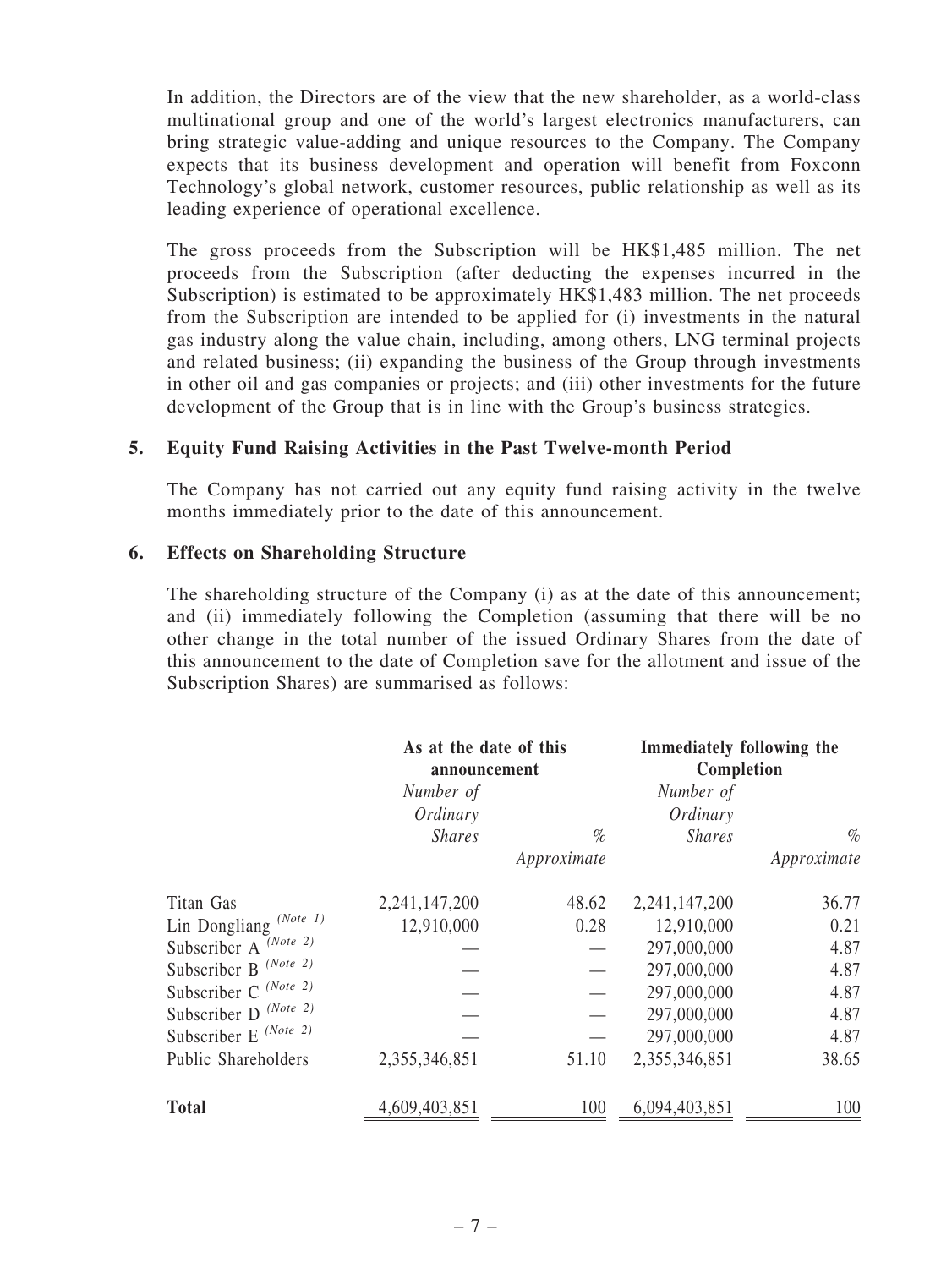In addition, the Directors are of the view that the new shareholder, as a world-class multinational group and one of the world's largest electronics manufacturers, can bring strategic value-adding and unique resources to the Company. The Company expects that its business development and operation will benefit from Foxconn Technology's global network, customer resources, public relationship as well as its leading experience of operational excellence.

The gross proceeds from the Subscription will be HK$1,485 million. The net proceeds from the Subscription (after deducting the expenses incurred in the Subscription) is estimated to be approximately HK$1,483 million. The net proceeds from the Subscription are intended to be applied for (i) investments in the natural gas industry along the value chain, including, among others, LNG terminal projects and related business; (ii) expanding the business of the Group through investments in other oil and gas companies or projects; and (iii) other investments for the future development of the Group that is in line with the Group's business strategies.

## 5. Equity Fund Raising Activities in the Past Twelve-month Period

The Company has not carried out any equity fund raising activity in the twelve months immediately prior to the date of this announcement.

## 6. Effects on Shareholding Structure

The shareholding structure of the Company (i) as at the date of this announcement; and (ii) immediately following the Completion (assuming that there will be no other change in the total number of the issued Ordinary Shares from the date of this announcement to the date of Completion save for the allotment and issue of the Subscription Shares) are summarised as follows:

| | **As at the date of this announcement** | | **Immediately following the Completion** | |
|---|---|---|---|---|
| | *Number of Ordinary Shares* | *% Approximate* | *Number of Ordinary Shares* | *% Approximate* |
| Titan Gas | 2,241,147,200 | 48.62 | 2,241,147,200 | 36.77 |
| Lin Dongliang *(Note 1)* | 12,910,000 | 0.28 | 12,910,000 | 0.21 |
| Subscriber A *(Note 2)* | — | — | 297,000,000 | 4.87 |
| Subscriber B *(Note 2)* | — | — | 297,000,000 | 4.87 |
| Subscriber C *(Note 2)* | — | — | 297,000,000 | 4.87 |
| Subscriber D *(Note 2)* | — | — | 297,000,000 | 4.87 |
| Subscriber E *(Note 2)* | — | — | 297,000,000 | 4.87 |
| Public Shareholders | 2,355,346,851 | 51.10 | 2,355,346,851 | 38.65 |
| **Total** | 4,609,403,851 | 100 | 6,094,403,851 | 100 |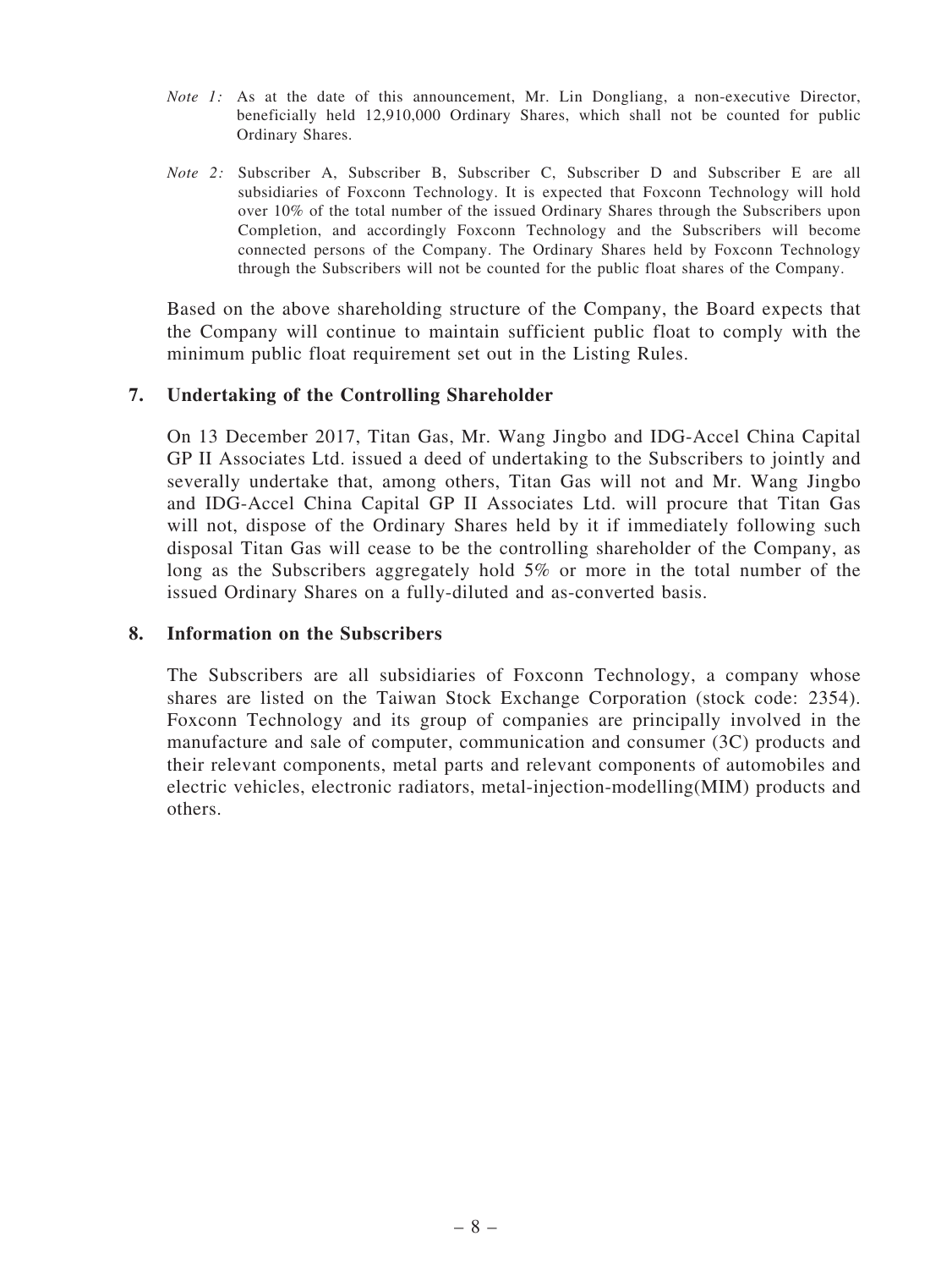*Note 1:* As at the date of this announcement, Mr. Lin Dongliang, a non-executive Director, beneficially held 12,910,000 Ordinary Shares, which shall not be counted for public Ordinary Shares.

*Note 2:* Subscriber A, Subscriber B, Subscriber C, Subscriber D and Subscriber E are all subsidiaries of Foxconn Technology. It is expected that Foxconn Technology will hold over 10% of the total number of the issued Ordinary Shares through the Subscribers upon Completion, and accordingly Foxconn Technology and the Subscribers will become connected persons of the Company. The Ordinary Shares held by Foxconn Technology through the Subscribers will not be counted for the public float shares of the Company.

Based on the above shareholding structure of the Company, the Board expects that the Company will continue to maintain sufficient public float to comply with the minimum public float requirement set out in the Listing Rules.

## 7. Undertaking of the Controlling Shareholder

On 13 December 2017, Titan Gas, Mr. Wang Jingbo and IDG-Accel China Capital GP II Associates Ltd. issued a deed of undertaking to the Subscribers to jointly and severally undertake that, among others, Titan Gas will not and Mr. Wang Jingbo and IDG-Accel China Capital GP II Associates Ltd. will procure that Titan Gas will not, dispose of the Ordinary Shares held by it if immediately following such disposal Titan Gas will cease to be the controlling shareholder of the Company, as long as the Subscribers aggregately hold 5% or more in the total number of the issued Ordinary Shares on a fully-diluted and as-converted basis.

## 8. Information on the Subscribers

The Subscribers are all subsidiaries of Foxconn Technology, a company whose shares are listed on the Taiwan Stock Exchange Corporation (stock code: 2354). Foxconn Technology and its group of companies are principally involved in the manufacture and sale of computer, communication and consumer (3C) products and their relevant components, metal parts and relevant components of automobiles and electric vehicles, electronic radiators, metal-injection-modelling(MIM) products and others.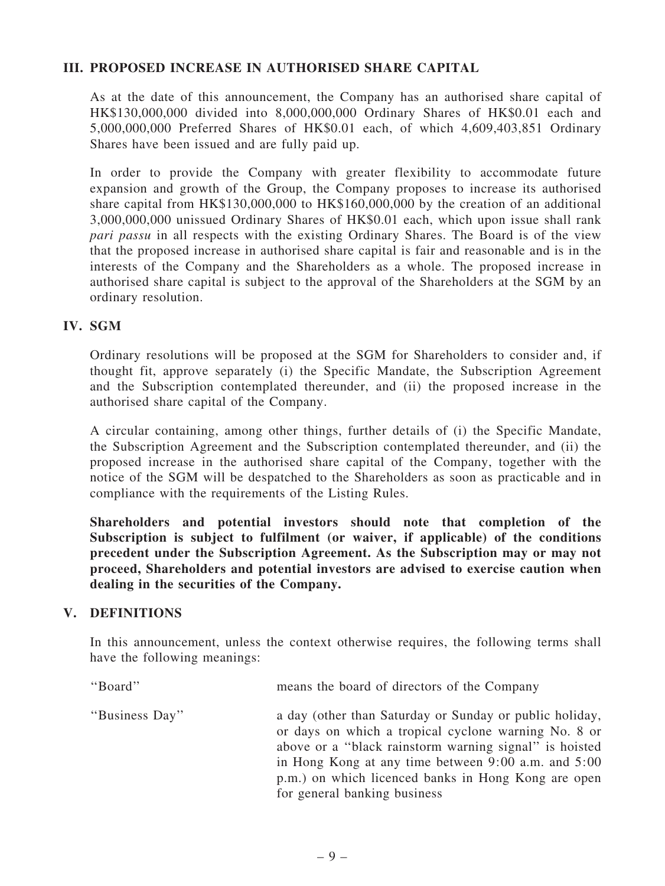## III. PROPOSED INCREASE IN AUTHORISED SHARE CAPITAL

As at the date of this announcement, the Company has an authorised share capital of HK$130,000,000 divided into 8,000,000,000 Ordinary Shares of HK$0.01 each and 5,000,000,000 Preferred Shares of HK$0.01 each, of which 4,609,403,851 Ordinary Shares have been issued and are fully paid up.

In order to provide the Company with greater flexibility to accommodate future expansion and growth of the Group, the Company proposes to increase its authorised share capital from HK$130,000,000 to HK$160,000,000 by the creation of an additional 3,000,000,000 unissued Ordinary Shares of HK$0.01 each, which upon issue shall rank *pari passu* in all respects with the existing Ordinary Shares. The Board is of the view that the proposed increase in authorised share capital is fair and reasonable and is in the interests of the Company and the Shareholders as a whole. The proposed increase in authorised share capital is subject to the approval of the Shareholders at the SGM by an ordinary resolution.

## IV. SGM

Ordinary resolutions will be proposed at the SGM for Shareholders to consider and, if thought fit, approve separately (i) the Specific Mandate, the Subscription Agreement and the Subscription contemplated thereunder, and (ii) the proposed increase in the authorised share capital of the Company.

A circular containing, among other things, further details of (i) the Specific Mandate, the Subscription Agreement and the Subscription contemplated thereunder, and (ii) the proposed increase in the authorised share capital of the Company, together with the notice of the SGM will be despatched to the Shareholders as soon as practicable and in compliance with the requirements of the Listing Rules.

**Shareholders and potential investors should note that completion of the Subscription is subject to fulfilment (or waiver, if applicable) of the conditions precedent under the Subscription Agreement. As the Subscription may or may not proceed, Shareholders and potential investors are advised to exercise caution when dealing in the securities of the Company.**

## V. DEFINITIONS

In this announcement, unless the context otherwise requires, the following terms shall have the following meanings:

| | |
|---|---|
| "Board" | means the board of directors of the Company |
| "Business Day" | a day (other than Saturday or Sunday or public holiday, or days on which a tropical cyclone warning No. 8 or above or a "black rainstorm warning signal" is hoisted in Hong Kong at any time between 9:00 a.m. and 5:00 p.m.) on which licenced banks in Hong Kong are open for general banking business |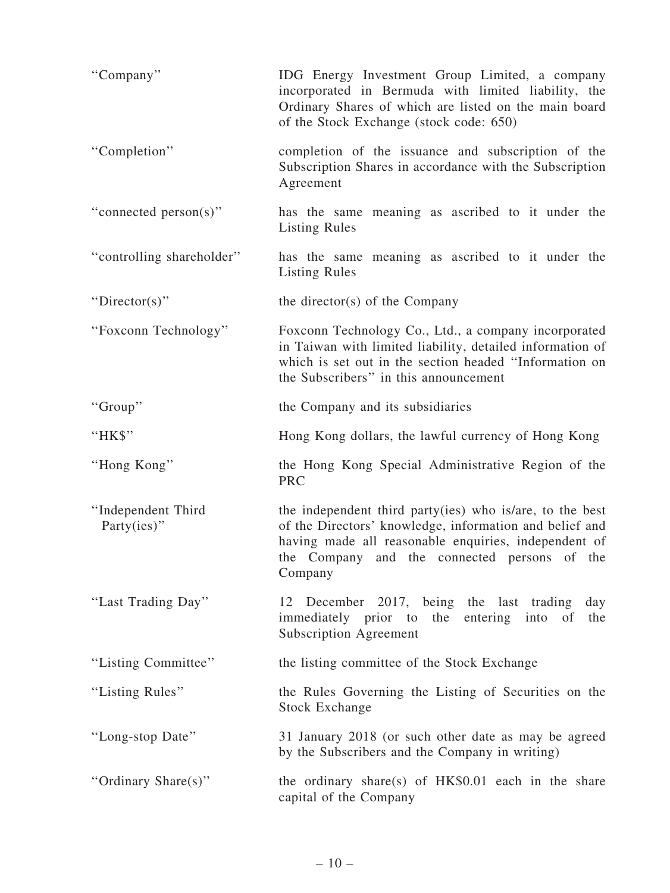| | |
|---|---|
| "Company" | IDG Energy Investment Group Limited, a company incorporated in Bermuda with limited liability, the Ordinary Shares of which are listed on the main board of the Stock Exchange (stock code: 650) |
| "Completion" | completion of the issuance and subscription of the Subscription Shares in accordance with the Subscription Agreement |
| "connected person(s)" | has the same meaning as ascribed to it under the Listing Rules |
| "controlling shareholder" | has the same meaning as ascribed to it under the Listing Rules |
| "Director(s)" | the director(s) of the Company |
| "Foxconn Technology" | Foxconn Technology Co., Ltd., a company incorporated in Taiwan with limited liability, detailed information of which is set out in the section headed "Information on the Subscribers" in this announcement |
| "Group" | the Company and its subsidiaries |
| "HK$" | Hong Kong dollars, the lawful currency of Hong Kong |
| "Hong Kong" | the Hong Kong Special Administrative Region of the PRC |
| "Independent Third Party(ies)" | the independent third party(ies) who is/are, to the best of the Directors' knowledge, information and belief and having made all reasonable enquiries, independent of the Company and the connected persons of the Company |
| "Last Trading Day" | 12 December 2017, being the last trading day immediately prior to the entering into of the Subscription Agreement |
| "Listing Committee" | the listing committee of the Stock Exchange |
| "Listing Rules" | the Rules Governing the Listing of Securities on the Stock Exchange |
| "Long-stop Date" | 31 January 2018 (or such other date as may be agreed by the Subscribers and the Company in writing) |
| "Ordinary Share(s)" | the ordinary share(s) of HK$0.01 each in the share capital of the Company |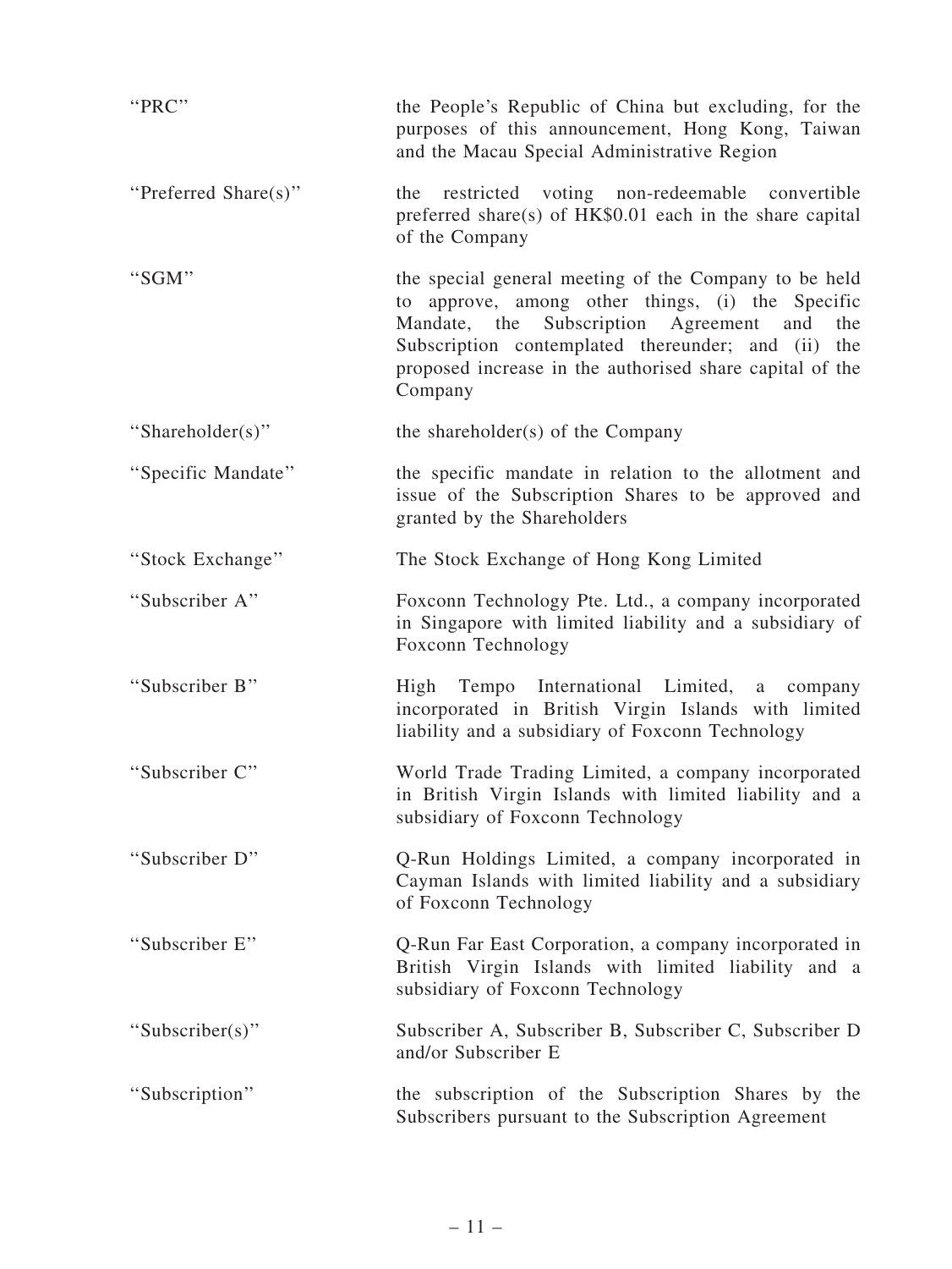| | |
|---|---|
| "PRC" | the People's Republic of China but excluding, for the purposes of this announcement, Hong Kong, Taiwan and the Macau Special Administrative Region |
| "Preferred Share(s)" | the restricted voting non-redeemable convertible preferred share(s) of HK$0.01 each in the share capital of the Company |
| "SGM" | the special general meeting of the Company to be held to approve, among other things, (i) the Specific Mandate, the Subscription Agreement and the Subscription contemplated thereunder; and (ii) the proposed increase in the authorised share capital of the Company |
| "Shareholder(s)" | the shareholder(s) of the Company |
| "Specific Mandate" | the specific mandate in relation to the allotment and issue of the Subscription Shares to be approved and granted by the Shareholders |
| "Stock Exchange" | The Stock Exchange of Hong Kong Limited |
| "Subscriber A" | Foxconn Technology Pte. Ltd., a company incorporated in Singapore with limited liability and a subsidiary of Foxconn Technology |
| "Subscriber B" | High Tempo International Limited, a company incorporated in British Virgin Islands with limited liability and a subsidiary of Foxconn Technology |
| "Subscriber C" | World Trade Trading Limited, a company incorporated in British Virgin Islands with limited liability and a subsidiary of Foxconn Technology |
| "Subscriber D" | Q-Run Holdings Limited, a company incorporated in Cayman Islands with limited liability and a subsidiary of Foxconn Technology |
| "Subscriber E" | Q-Run Far East Corporation, a company incorporated in British Virgin Islands with limited liability and a subsidiary of Foxconn Technology |
| "Subscriber(s)" | Subscriber A, Subscriber B, Subscriber C, Subscriber D and/or Subscriber E |
| "Subscription" | the subscription of the Subscription Shares by the Subscribers pursuant to the Subscription Agreement |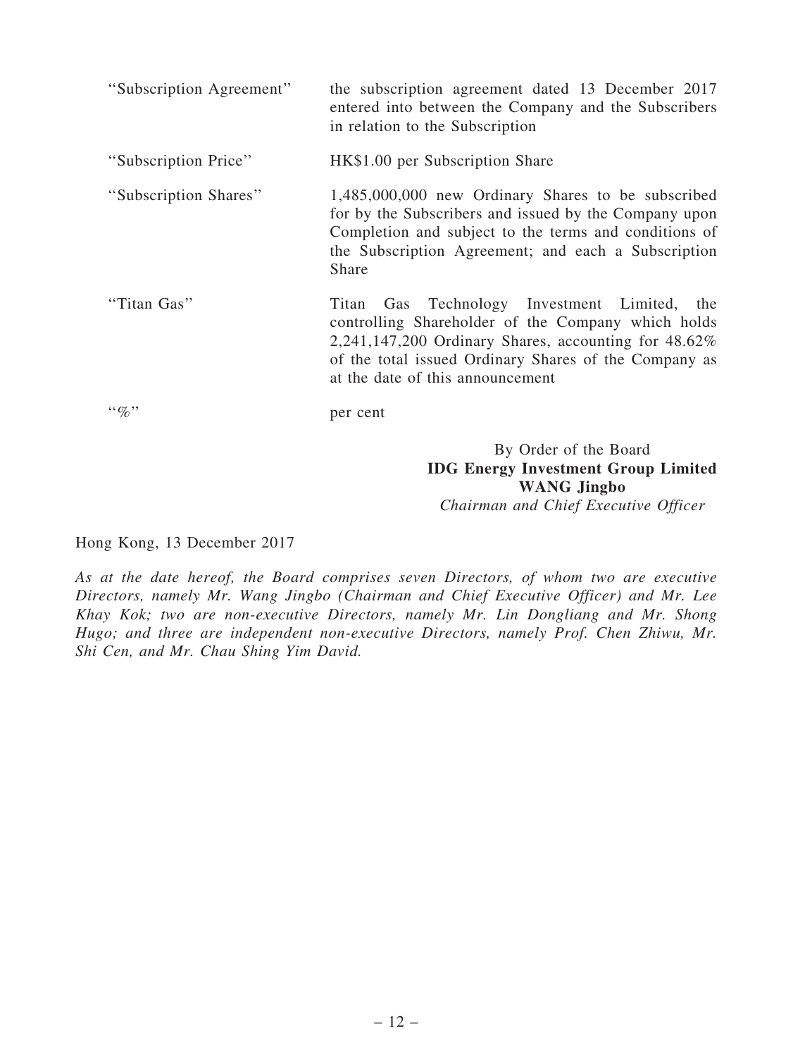| | |
|---|---|
| "Subscription Agreement" | the subscription agreement dated 13 December 2017 entered into between the Company and the Subscribers in relation to the Subscription |
| "Subscription Price" | HK$1.00 per Subscription Share |
| "Subscription Shares" | 1,485,000,000 new Ordinary Shares to be subscribed for by the Subscribers and issued by the Company upon Completion and subject to the terms and conditions of the Subscription Agreement; and each a Subscription Share |
| "Titan Gas" | Titan Gas Technology Investment Limited, the controlling Shareholder of the Company which holds 2,241,147,200 Ordinary Shares, accounting for 48.62% of the total issued Ordinary Shares of the Company as at the date of this announcement |
| "%" | per cent |

By Order of the Board
**IDG Energy Investment Group Limited**
**WANG Jingbo**
*Chairman and Chief Executive Officer*

Hong Kong, 13 December 2017

*As at the date hereof, the Board comprises seven Directors, of whom two are executive Directors, namely Mr. Wang Jingbo (Chairman and Chief Executive Officer) and Mr. Lee Khay Kok; two are non-executive Directors, namely Mr. Lin Dongliang and Mr. Shong Hugo; and three are independent non-executive Directors, namely Prof. Chen Zhiwu, Mr. Shi Cen, and Mr. Chau Shing Yim David.*